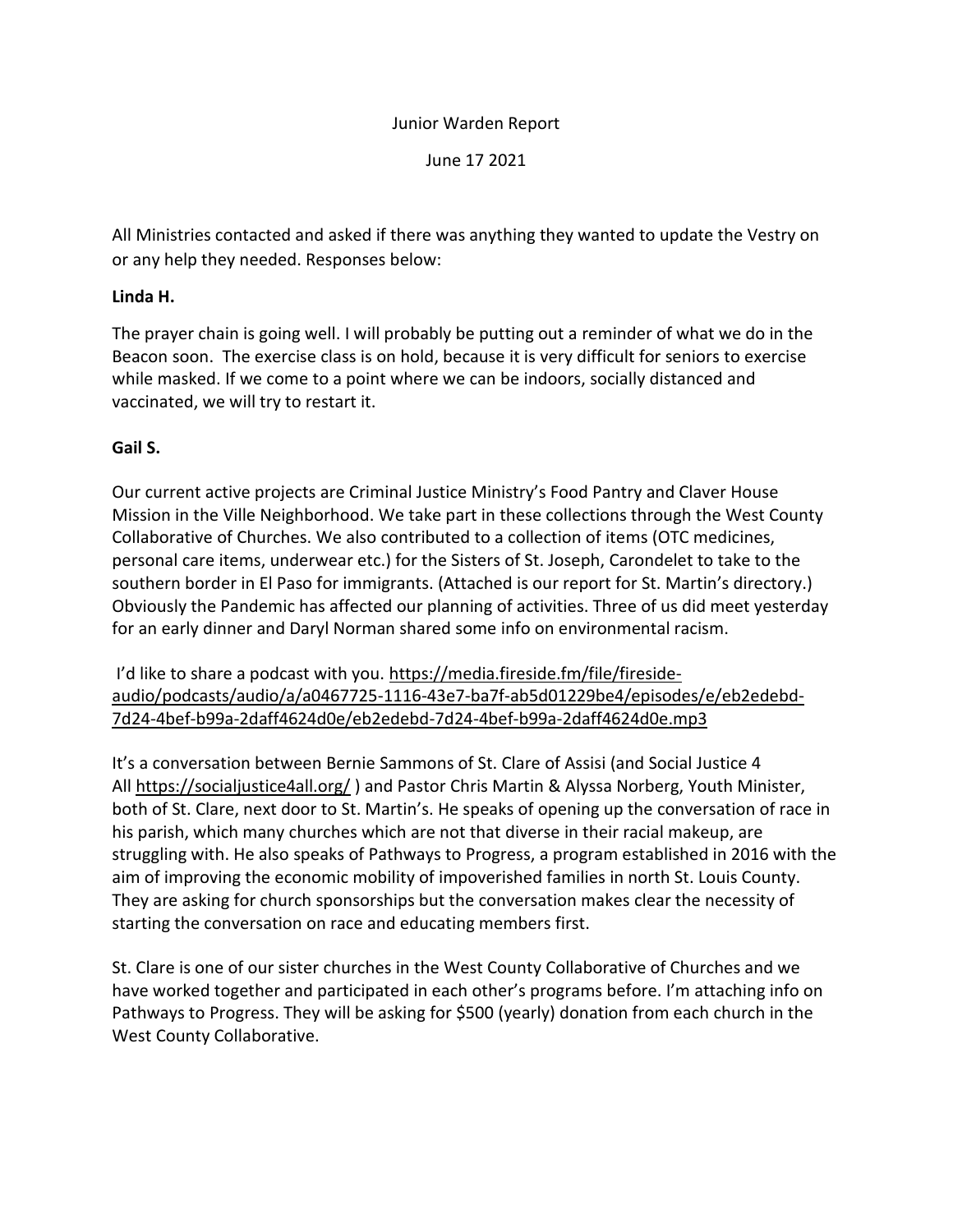Junior Warden Report

June 17 2021

All Ministries contacted and asked if there was anything they wanted to update the Vestry on or any help they needed. Responses below:

**Linda H.**

The prayer chain is going well. I will probably be putting out a reminder of what we do in the Beacon soon. The exercise class is on hold, because it is very difficult for seniors to exercise while masked. If we come to a point where we can be indoors, socially distanced and vaccinated, we will try to restart it.

**Gail S.**

Our current active projects are Criminal Justice Ministry's Food Pantry and Claver House Mission in the Ville Neighborhood. We take part in these collections through the West County Collaborative of Churches. We also contributed to a collection of items (OTC medicines, personal care items, underwear etc.) for the Sisters of St. Joseph, Carondelet to take to the southern border in El Paso for immigrants. (Attached is our report for St. Martin's directory.) Obviously the Pandemic has affected our planning of activities. Three of us did meet yesterday for an early dinner and Daryl Norman shared some info on environmental racism.

I'd like to share a podcast with you. https://media.fireside.fm/file/fireside-audio/podcasts/audio/a/a0467725-1116-43e7-ba7f-ab5d01229be4/episodes/e/eb2edebd-7d24-4bef-b99a-2daff4624d0e/eb2edebd-7d24-4bef-b99a-2daff4624d0e.mp3

It's a conversation between Bernie Sammons of St. Clare of Assisi (and Social Justice 4 All https://socialjustice4all.org/ ) and Pastor Chris Martin & Alyssa Norberg, Youth Minister, both of St. Clare, next door to St. Martin's. He speaks of opening up the conversation of race in his parish, which many churches which are not that diverse in their racial makeup, are struggling with. He also speaks of Pathways to Progress, a program established in 2016 with the aim of improving the economic mobility of impoverished families in north St. Louis County. They are asking for church sponsorships but the conversation makes clear the necessity of starting the conversation on race and educating members first.

St. Clare is one of our sister churches in the West County Collaborative of Churches and we have worked together and participated in each other's programs before. I'm attaching info on Pathways to Progress. They will be asking for $500 (yearly) donation from each church in the West County Collaborative.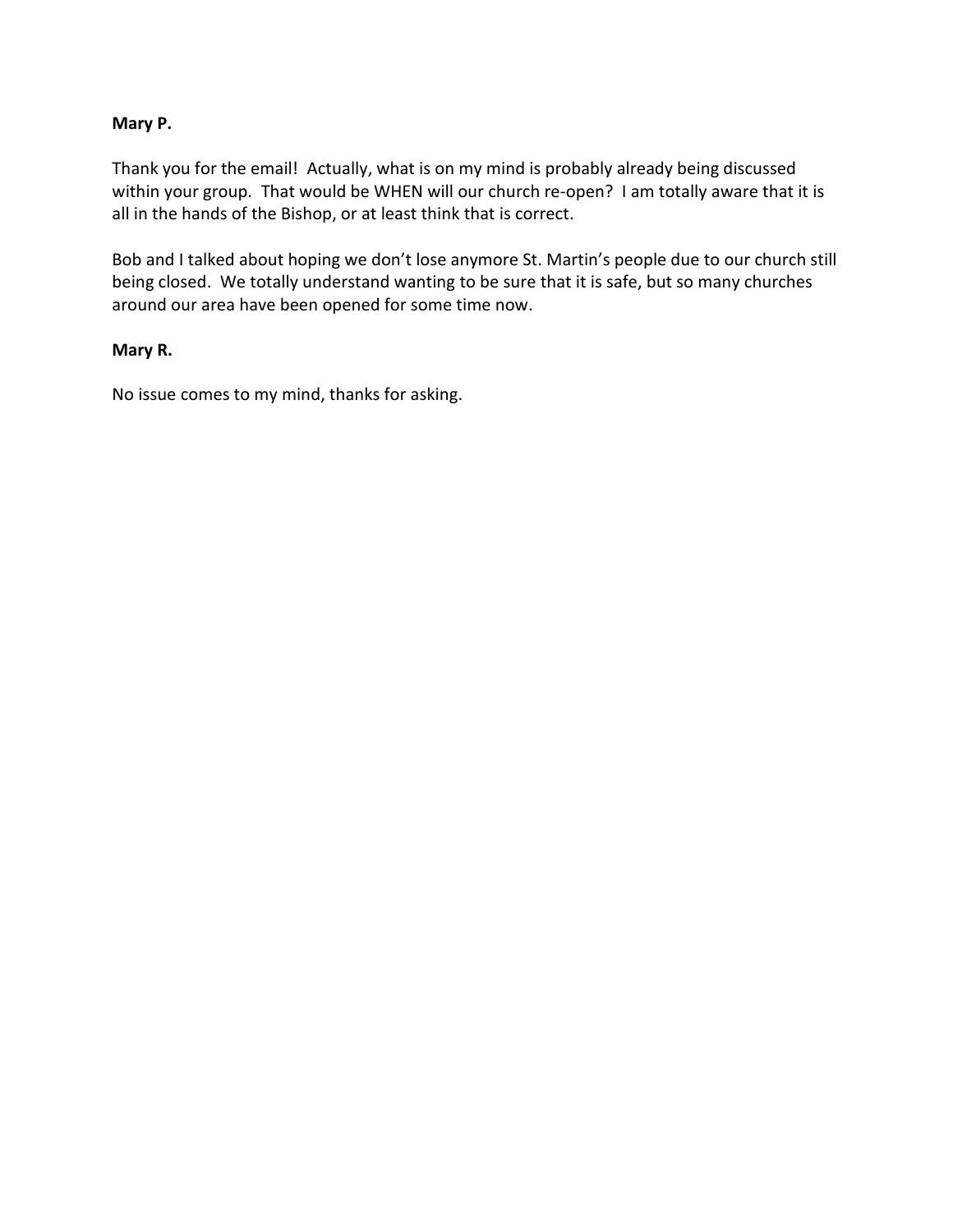**Mary P.**

Thank you for the email! Actually, what is on my mind is probably already being discussed within your group. That would be WHEN will our church re-open? I am totally aware that it is all in the hands of the Bishop, or at least think that is correct.

Bob and I talked about hoping we don't lose anymore St. Martin's people due to our church still being closed. We totally understand wanting to be sure that it is safe, but so many churches around our area have been opened for some time now.

**Mary R.**

No issue comes to my mind, thanks for asking.